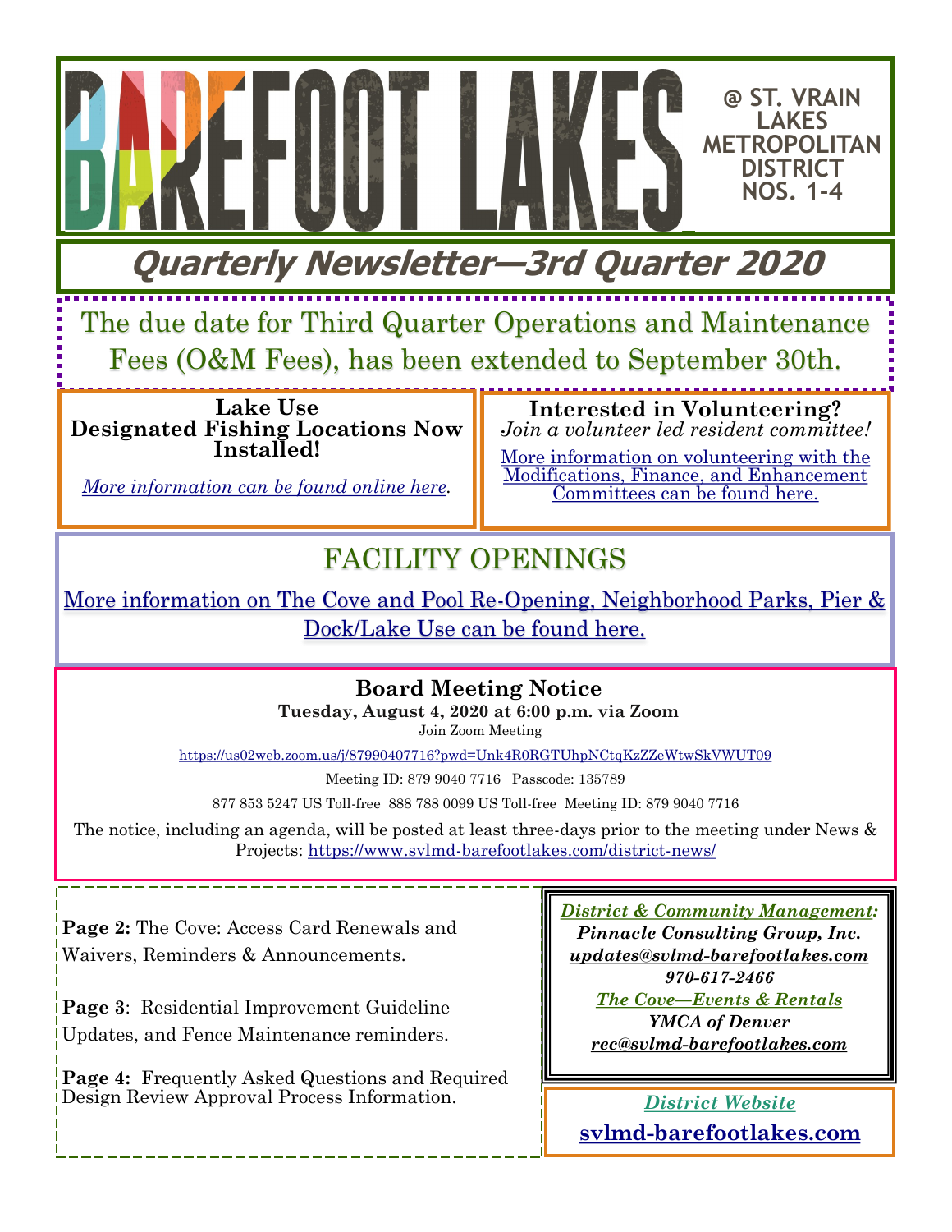# BAREFOOT LAKES

**@ ST. VRAIN LAKES METROPOLITAN DISTRICT NOS. 1-4**

## Quarterly Newsletter—3rd Quarter 2020

The due date for Third Quarter Operations and Maintenance Fees (O&M Fees), has been extended to September 30th.

**Lake Use**
**Designated Fishing Locations Now Installed!**

*More information can be found online here.*

**Interested in Volunteering?**
*Join a volunteer led resident committee!*

More information on volunteering with the Modifications, Finance, and Enhancement Committees can be found here.

## FACILITY OPENINGS

More information on The Cove and Pool Re-Opening, Neighborhood Parks, Pier & Dock/Lake Use can be found here.

### Board Meeting Notice

**Tuesday, August 4, 2020 at 6:00 p.m. via Zoom**

Join Zoom Meeting

https://us02web.zoom.us/j/87990407716?pwd=Unk4R0RGTUhpNCtqKzZZeWtwSkVWUT09

Meeting ID: 879 9040 7716 Passcode: 135789

877 853 5247 US Toll-free 888 788 0099 US Toll-free Meeting ID: 879 9040 7716

The notice, including an agenda, will be posted at least three-days prior to the meeting under News & Projects: https://www.svlmd-barefootlakes.com/district-news/

**Page 2:** The Cove: Access Card Renewals and Waivers, Reminders & Announcements.

**Page 3**: Residential Improvement Guideline Updates, and Fence Maintenance reminders.

**Page 4:** Frequently Asked Questions and Required Design Review Approval Process Information.

***District & Community Management:***
***Pinnacle Consulting Group, Inc.***
***updates@svlmd-barefootlakes.com***
***970-617-2466***
***The Cove—Events & Rentals***
***YMCA of Denver***
***rec@svlmd-barefootlakes.com***

*District Website*
**svlmd-barefootlakes.com**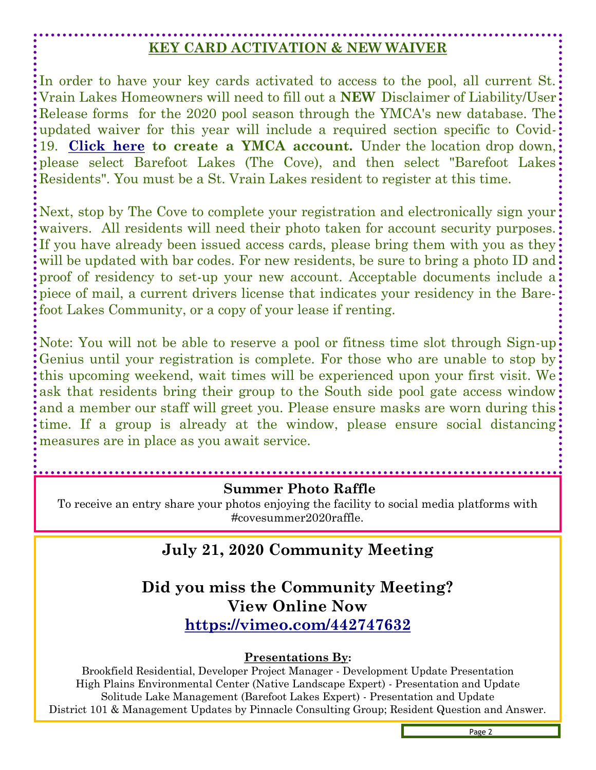## KEY CARD ACTIVATION & NEW WAIVER

In order to have your key cards activated to access to the pool, all current St. Vrain Lakes Homeowners will need to fill out a **NEW** Disclaimer of Liability/User Release forms for the 2020 pool season through the YMCA's new database. The updated waiver for this year will include a required section specific to Covid-19. **Click here to create a YMCA account.** Under the location drop down, please select Barefoot Lakes (The Cove), and then select "Barefoot Lakes Residents". You must be a St. Vrain Lakes resident to register at this time.

Next, stop by The Cove to complete your registration and electronically sign your waivers. All residents will need their photo taken for account security purposes. If you have already been issued access cards, please bring them with you as they will be updated with bar codes. For new residents, be sure to bring a photo ID and proof of residency to set-up your new account. Acceptable documents include a piece of mail, a current drivers license that indicates your residency in the Barefoot Lakes Community, or a copy of your lease if renting.

Note: You will not be able to reserve a pool or fitness time slot through Sign-up Genius until your registration is complete. For those who are unable to stop by this upcoming weekend, wait times will be experienced upon your first visit. We ask that residents bring their group to the South side pool gate access window and a member our staff will greet you. Please ensure masks are worn during this time. If a group is already at the window, please ensure social distancing measures are in place as you await service.

**Summer Photo Raffle**

To receive an entry share your photos enjoying the facility to social media platforms with #covesummer2020raffle.

## July 21, 2020 Community Meeting

### Did you miss the Community Meeting? View Online Now

**https://vimeo.com/442747632**

**Presentations By:**

Brookfield Residential, Developer Project Manager - Development Update Presentation
High Plains Environmental Center (Native Landscape Expert) - Presentation and Update
Solitude Lake Management (Barefoot Lakes Expert) - Presentation and Update
District 101 & Management Updates by Pinnacle Consulting Group; Resident Question and Answer.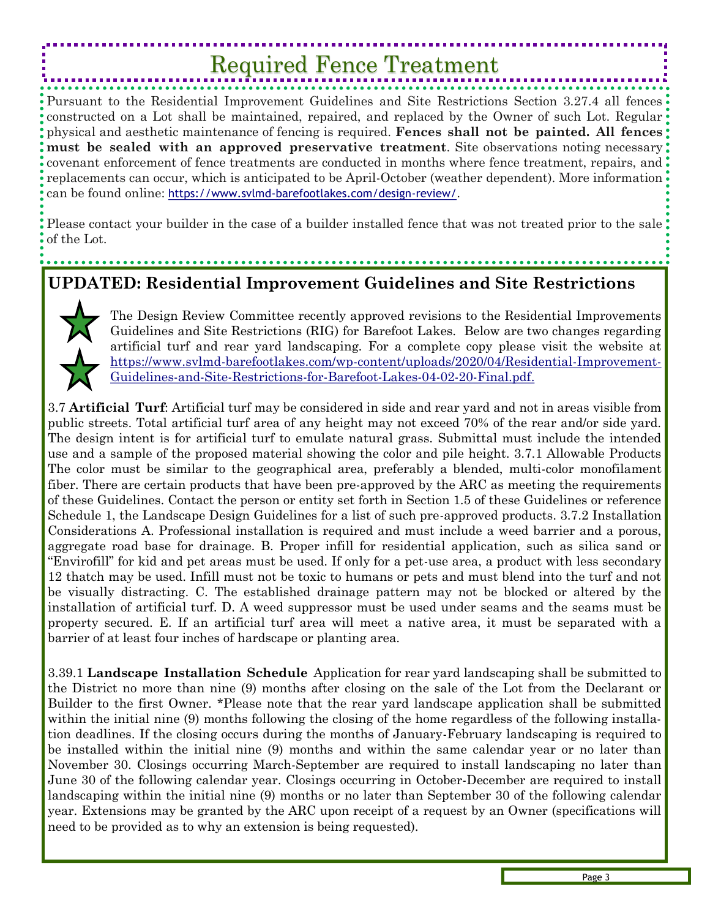# Required Fence Treatment

Pursuant to the Residential Improvement Guidelines and Site Restrictions Section 3.27.4 all fences constructed on a Lot shall be maintained, repaired, and replaced by the Owner of such Lot. Regular physical and aesthetic maintenance of fencing is required. **Fences shall not be painted. All fences must be sealed with an approved preservative treatment**. Site observations noting necessary covenant enforcement of fence treatments are conducted in months where fence treatment, repairs, and replacements can occur, which is anticipated to be April-October (weather dependent). More information can be found online: https://www.svlmd-barefootlakes.com/design-review/.

Please contact your builder in the case of a builder installed fence that was not treated prior to the sale of the Lot.

## UPDATED: Residential Improvement Guidelines and Site Restrictions

The Design Review Committee recently approved revisions to the Residential Improvements Guidelines and Site Restrictions (RIG) for Barefoot Lakes. Below are two changes regarding artificial turf and rear yard landscaping. For a complete copy please visit the website at https://www.svlmd-barefootlakes.com/wp-content/uploads/2020/04/Residential-Improvement-Guidelines-and-Site-Restrictions-for-Barefoot-Lakes-04-02-20-Final.pdf.

3.7 **Artificial Turf**: Artificial turf may be considered in side and rear yard and not in areas visible from public streets. Total artificial turf area of any height may not exceed 70% of the rear and/or side yard. The design intent is for artificial turf to emulate natural grass. Submittal must include the intended use and a sample of the proposed material showing the color and pile height. 3.7.1 Allowable Products The color must be similar to the geographical area, preferably a blended, multi-color monofilament fiber. There are certain products that have been pre-approved by the ARC as meeting the requirements of these Guidelines. Contact the person or entity set forth in Section 1.5 of these Guidelines or reference Schedule 1, the Landscape Design Guidelines for a list of such pre-approved products. 3.7.2 Installation Considerations A. Professional installation is required and must include a weed barrier and a porous, aggregate road base for drainage. B. Proper infill for residential application, such as silica sand or "Envirofill" for kid and pet areas must be used. If only for a pet-use area, a product with less secondary 12 thatch may be used. Infill must not be toxic to humans or pets and must blend into the turf and not be visually distracting. C. The established drainage pattern may not be blocked or altered by the installation of artificial turf. D. A weed suppressor must be used under seams and the seams must be property secured. E. If an artificial turf area will meet a native area, it must be separated with a barrier of at least four inches of hardscape or planting area.

3.39.1 **Landscape Installation Schedule** Application for rear yard landscaping shall be submitted to the District no more than nine (9) months after closing on the sale of the Lot from the Declarant or Builder to the first Owner. *Please note that the rear yard landscape application shall be submitted within the initial nine (9) months following the closing of the home regardless of the following installation deadlines. If the closing occurs during the months of January-February landscaping is required to be installed within the initial nine (9) months and within the same calendar year or no later than November 30. Closings occurring March-September are required to install landscaping no later than June 30 of the following calendar year. Closings occurring in October-December are required to install landscaping within the initial nine (9) months or no later than September 30 of the following calendar year. Extensions may be granted by the ARC upon receipt of a request by an Owner (specifications will need to be provided as to why an extension is being requested).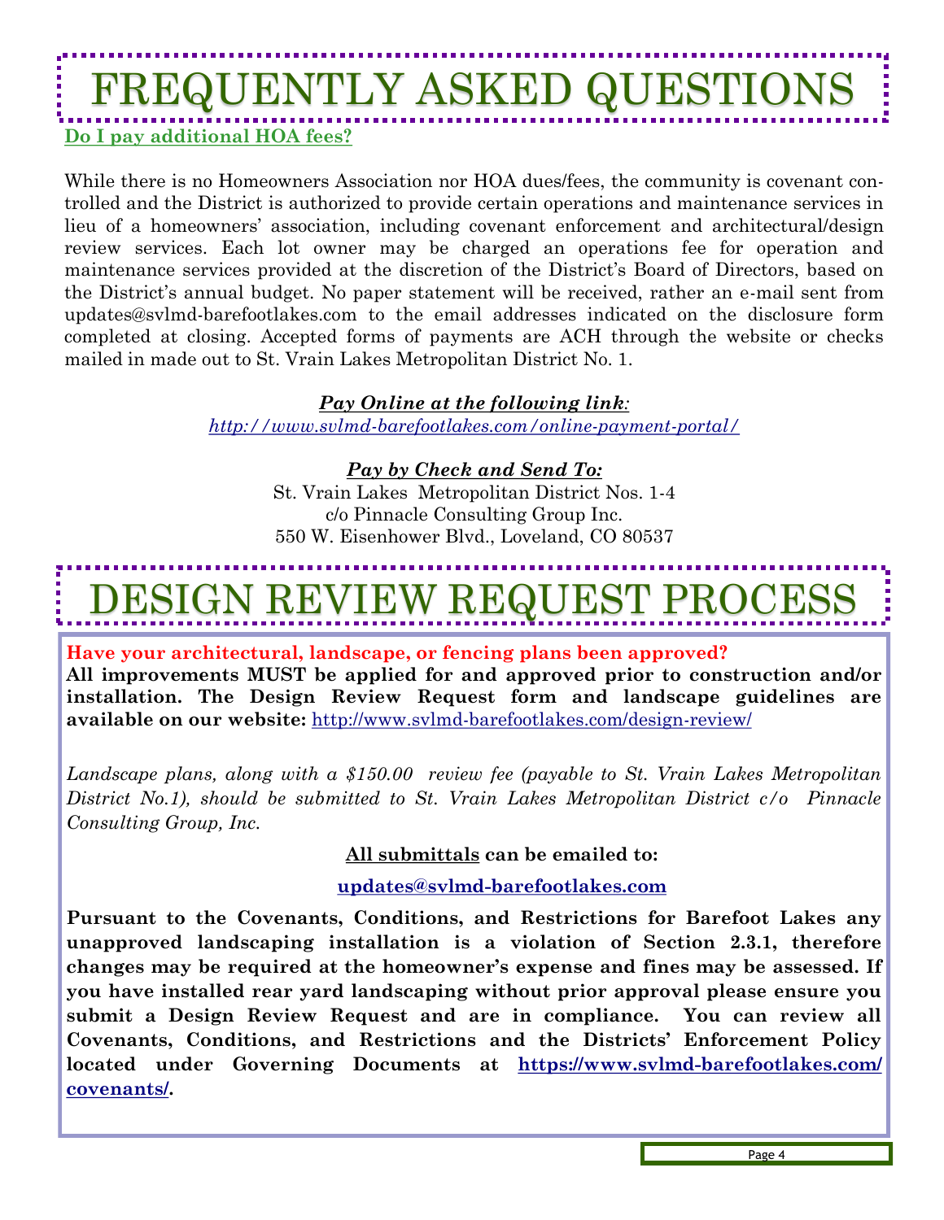# FREQUENTLY ASKED QUESTIONS

**Do I pay additional HOA fees?**

While there is no Homeowners Association nor HOA dues/fees, the community is covenant controlled and the District is authorized to provide certain operations and maintenance services in lieu of a homeowners' association, including covenant enforcement and architectural/design review services. Each lot owner may be charged an operations fee for operation and maintenance services provided at the discretion of the District's Board of Directors, based on the District's annual budget. No paper statement will be received, rather an e-mail sent from updates@svlmd-barefootlakes.com to the email addresses indicated on the disclosure form completed at closing. Accepted forms of payments are ACH through the website or checks mailed in made out to St. Vrain Lakes Metropolitan District No. 1.

***Pay Online at the following link:***
*http://www.svlmd-barefootlakes.com/online-payment-portal/*

***Pay by Check and Send To:***
St. Vrain Lakes Metropolitan District Nos. 1-4
c/o Pinnacle Consulting Group Inc.
550 W. Eisenhower Blvd., Loveland, CO 80537

# DESIGN REVIEW REQUEST PROCESS

**Have your architectural, landscape, or fencing plans been approved?**
**All improvements MUST be applied for and approved prior to construction and/or installation. The Design Review Request form and landscape guidelines are available on our website:** http://www.svlmd-barefootlakes.com/design-review/

*Landscape plans, along with a $150.00 review fee (payable to St. Vrain Lakes Metropolitan District No.1), should be submitted to St. Vrain Lakes Metropolitan District c/o Pinnacle Consulting Group, Inc.*

**All submittals can be emailed to:**

**updates@svlmd-barefootlakes.com**

**Pursuant to the Covenants, Conditions, and Restrictions for Barefoot Lakes any unapproved landscaping installation is a violation of Section 2.3.1, therefore changes may be required at the homeowner's expense and fines may be assessed. If you have installed rear yard landscaping without prior approval please ensure you submit a Design Review Request and are in compliance. You can review all Covenants, Conditions, and Restrictions and the Districts' Enforcement Policy located under Governing Documents at https://www.svlmd-barefootlakes.com/covenants/.**